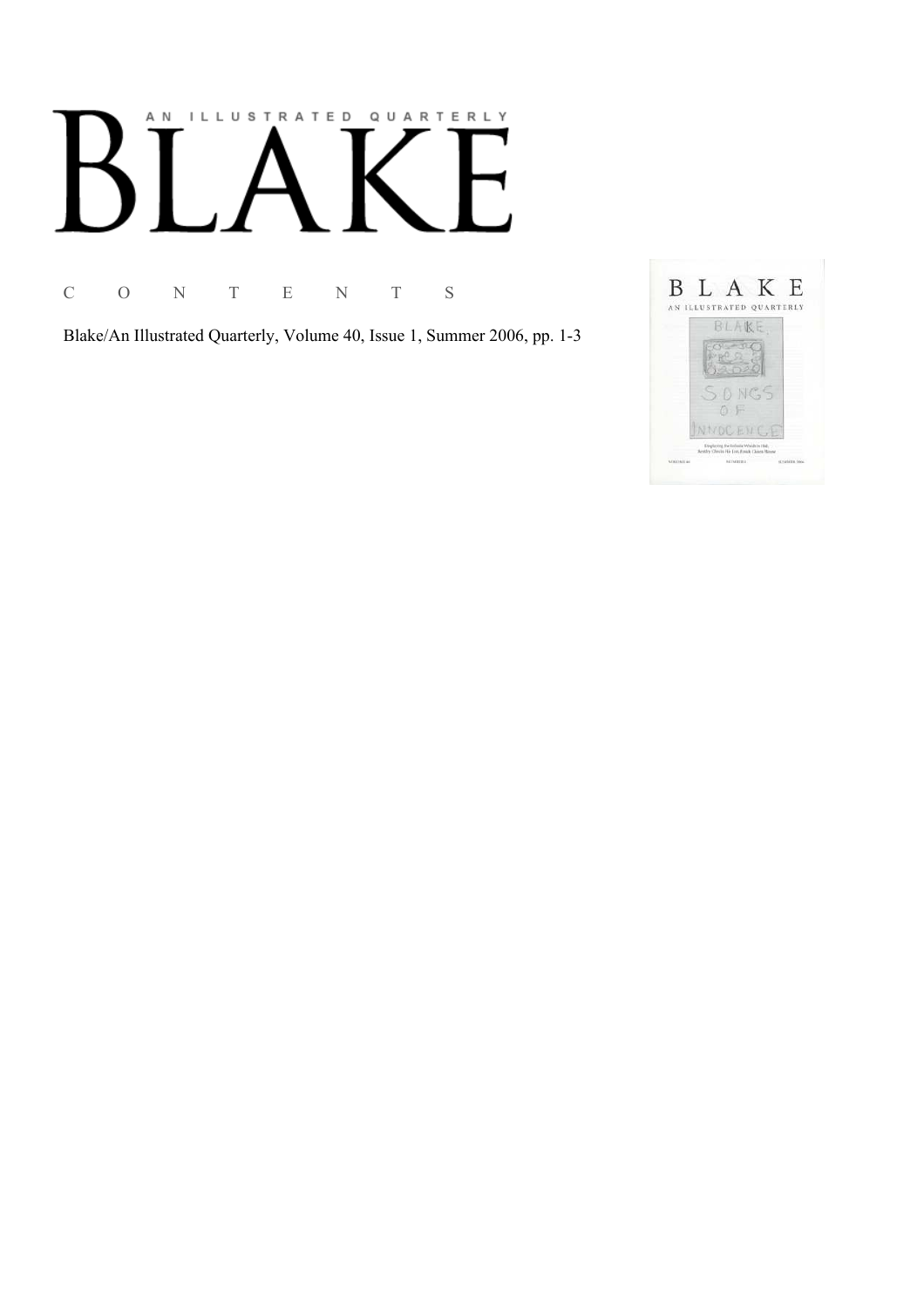# AN ILLUSTRATED QUARTERLY

# BLAKE

C O N T E N T S

Blake/An Illustrated Quarterly, Volume 40, Issue 1, Summer 2006, pp. 1-3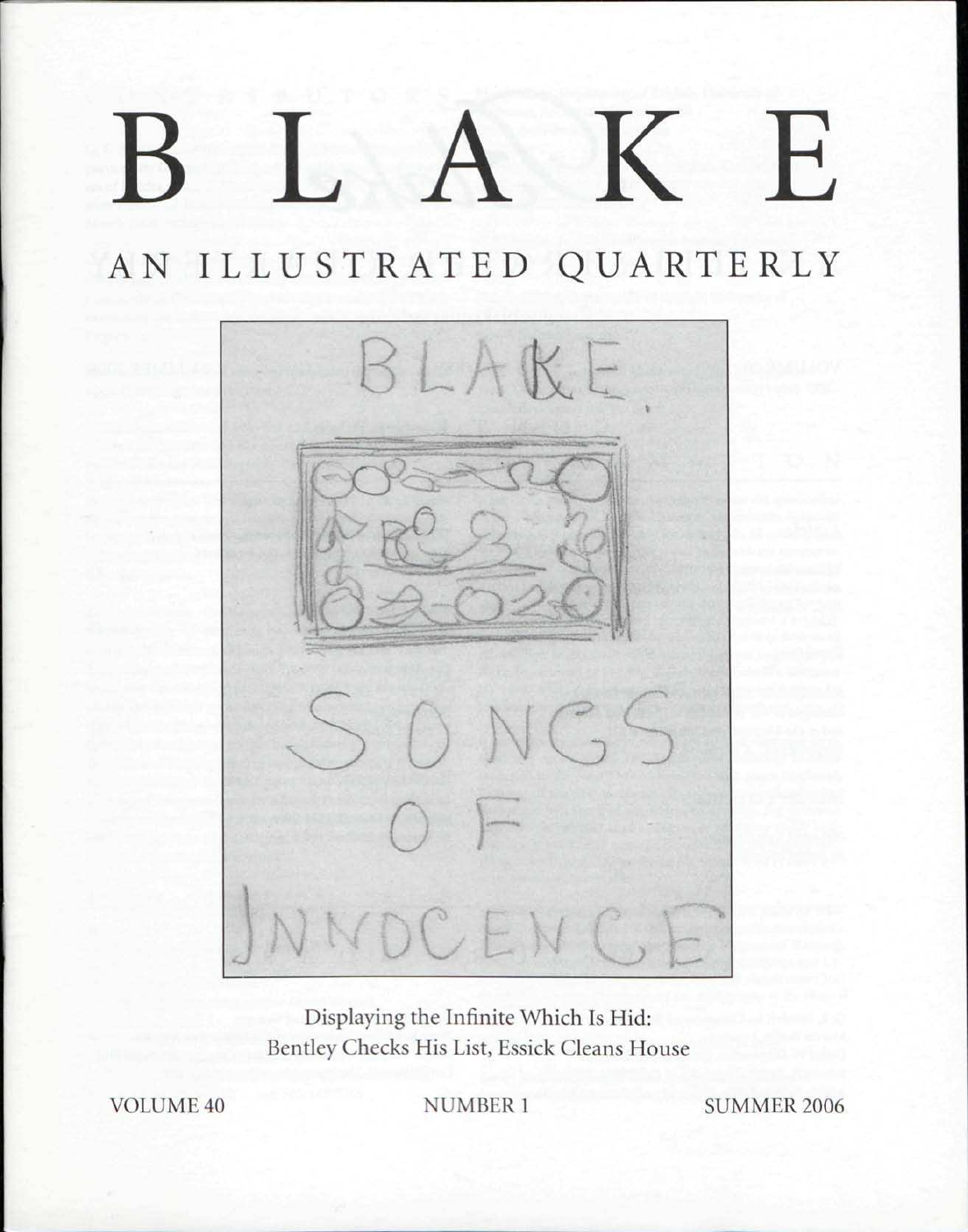# BLAKE

## AN ILLUSTRATED QUARTERLY

Displaying the Infinite Which Is Hid:
Bentley Checks His List, Essick Cleans House

VOLUME 40 NUMBER 1 SUMMER 2006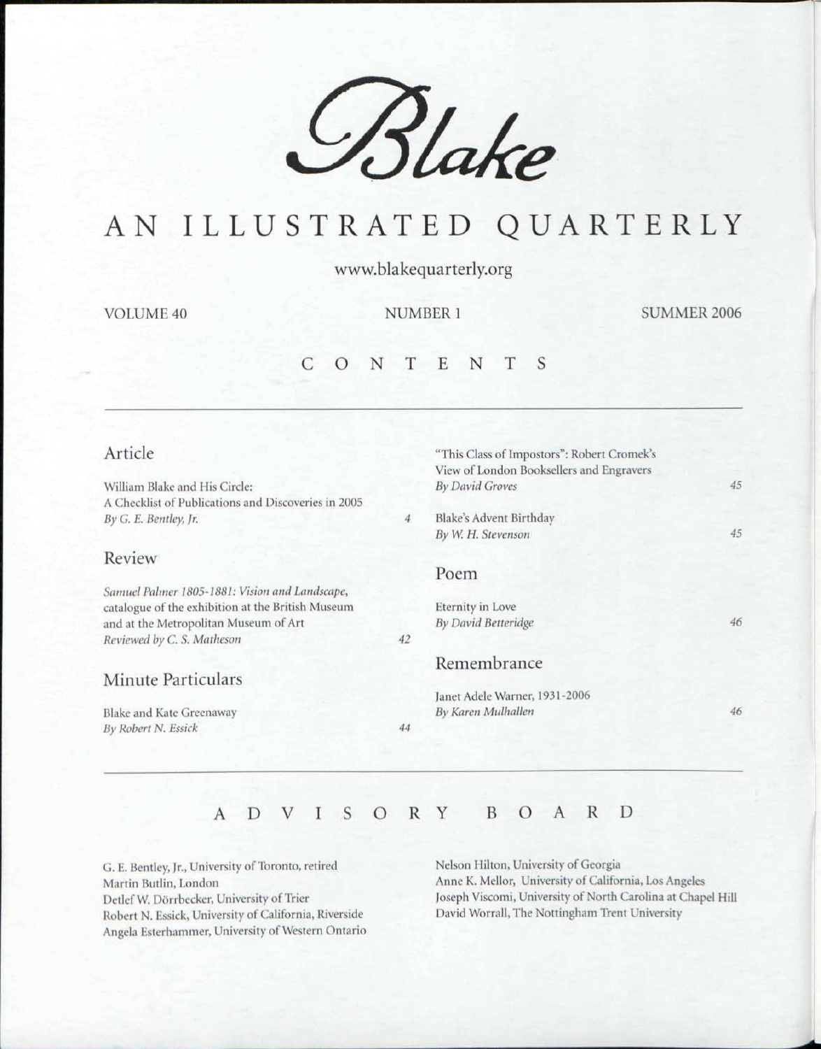# Blake

# AN ILLUSTRATED QUARTERLY

www.blakequarterly.org

VOLUME 40 NUMBER 1 SUMMER 2006

## CONTENTS

### Article

William Blake and His Circle:
A Checklist of Publications and Discoveries in 2005
*By G. E. Bentley, Jr.* 4

### Review

*Samuel Palmer 1805-1881: Vision and Landscape*, catalogue of the exhibition at the British Museum and at the Metropolitan Museum of Art
*Reviewed by C. S. Matheson* 42

### Minute Particulars

Blake and Kate Greenaway
*By Robert N. Essick* 44

"This Class of Impostors": Robert Cromek's View of London Booksellers and Engravers
*By David Groves* 45

Blake's Advent Birthday
*By W. H. Stevenson* 45

### Poem

Eternity in Love
*By David Betteridge* 46

### Remembrance

Janet Adele Warner, 1931-2006
*By Karen Mulhallen* 46

## ADVISORY BOARD

G. E. Bentley, Jr., University of Toronto, retired
Martin Butlin, London
Detlef W. Dörrbecker, University of Trier
Robert N. Essick, University of California, Riverside
Angela Esterhammer, University of Western Ontario
Nelson Hilton, University of Georgia
Anne K. Mellor, University of California, Los Angeles
Joseph Viscomi, University of North Carolina at Chapel Hill
David Worrall, The Nottingham Trent University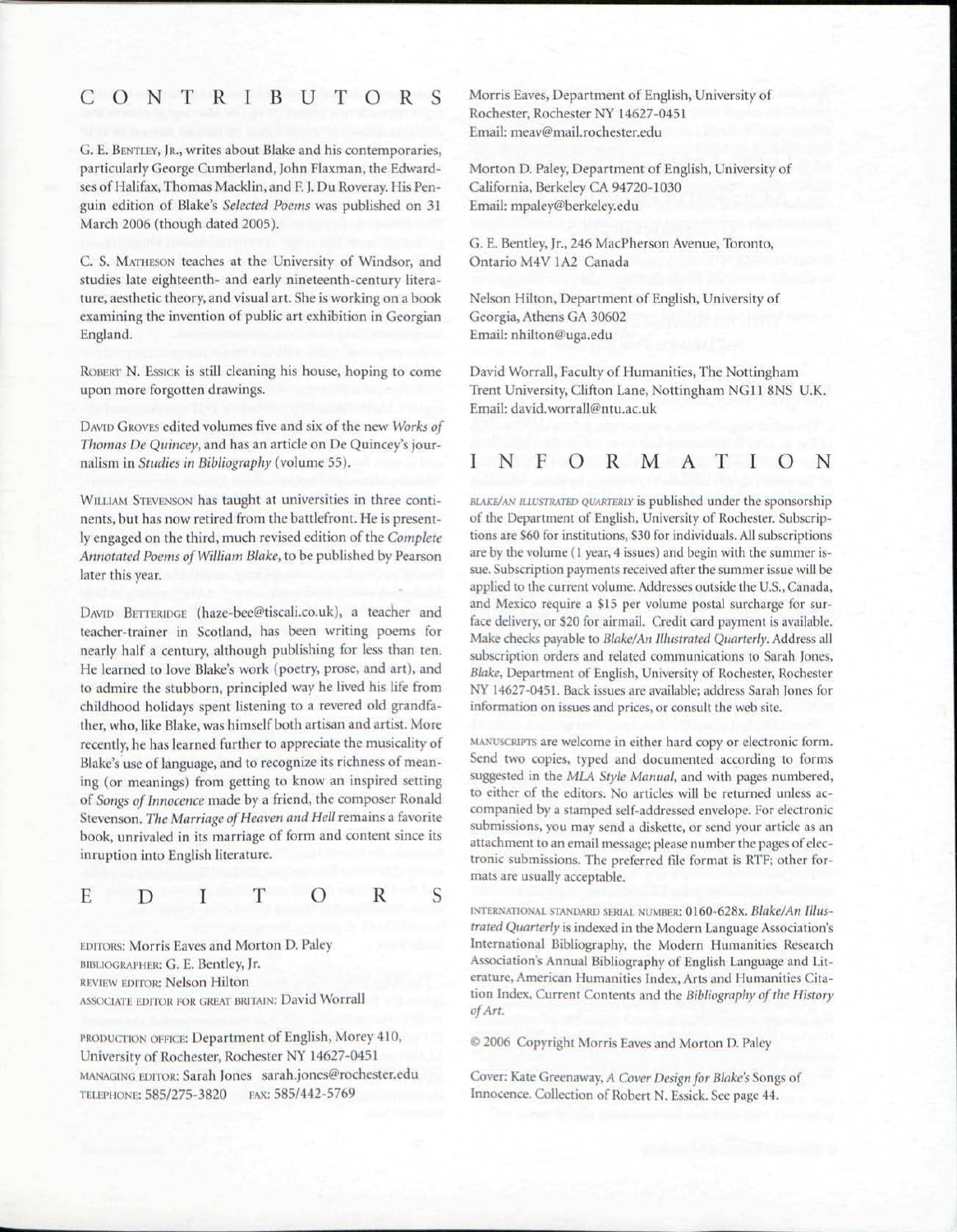## CONTRIBUTORS

G. E. Bentley, Jr., writes about Blake and his contemporaries, particularly George Cumberland, John Flaxman, the Edwardses of Halifax, Thomas Macklin, and F. J. Du Roveray. His Penguin edition of Blake's *Selected Poems* was published on 31 March 2006 (though dated 2005).

C. S. Matheson teaches at the University of Windsor, and studies late eighteenth- and early nineteenth-century literature, aesthetic theory, and visual art. She is working on a book examining the invention of public art exhibition in Georgian England.

Robert N. Essick is still cleaning his house, hoping to come upon more forgotten drawings.

David Groves edited volumes five and six of the new *Works of Thomas De Quincey*, and has an article on De Quincey's journalism in *Studies in Bibliography* (volume 55).

William Stevenson has taught at universities in three continents, but has now retired from the battlefront. He is presently engaged on the third, much revised edition of the *Complete Annotated Poems of William Blake*, to be published by Pearson later this year.

David Betteridge (haze-bee@tiscali.co.uk), a teacher and teacher-trainer in Scotland, has been writing poems for nearly half a century, although publishing for less than ten. He learned to love Blake's work (poetry, prose, and art), and to admire the stubborn, principled way he lived his life from childhood holidays spent listening to a revered old grandfather, who, like Blake, was himself both artisan and artist. More recently, he has learned further to appreciate the musicality of Blake's use of language, and to recognize its richness of meaning (or meanings) from getting to know an inspired setting of *Songs of Innocence* made by a friend, the composer Ronald Stevenson. *The Marriage of Heaven and Hell* remains a favorite book, unrivaled in its marriage of form and content since its inruption into English literature.

## EDITORS

Editors: Morris Eaves and Morton D. Paley
Bibliographer: G. E. Bentley, Jr.
Review editor: Nelson Hilton
Associate editor for Great Britain: David Worrall

Production office: Department of English, Morey 410, University of Rochester, Rochester NY 14627-0451
Managing editor: Sarah Jones sarah.jones@rochester.edu
Telephone: 585/275-3820 Fax: 585/442-5769

Morris Eaves, Department of English, University of Rochester, Rochester NY 14627-0451
Email: meav@mail.rochester.edu

Morton D. Paley, Department of English, University of California, Berkeley CA 94720-1030
Email: mpaley@berkeley.edu

G. E. Bentley, Jr., 246 MacPherson Avenue, Toronto, Ontario M4V 1A2 Canada

Nelson Hilton, Department of English, University of Georgia, Athens GA 30602
Email: nhilton@uga.edu

David Worrall, Faculty of Humanities, The Nottingham Trent University, Clifton Lane, Nottingham NG11 8NS U.K.
Email: david.worrall@ntu.ac.uk

## INFORMATION

*Blake/An Illustrated Quarterly* is published under the sponsorship of the Department of English, University of Rochester. Subscriptions are $60 for institutions, $30 for individuals. All subscriptions are by the volume (1 year, 4 issues) and begin with the summer issue. Subscription payments received after the summer issue will be applied to the current volume. Addresses outside the U.S., Canada, and Mexico require a $15 per volume postal surcharge for surface delivery, or $20 for airmail. Credit card payment is available. Make checks payable to *Blake/An Illustrated Quarterly*. Address all subscription orders and related communications to Sarah Jones, *Blake*, Department of English, University of Rochester, Rochester NY 14627-0451. Back issues are available; address Sarah Jones for information on issues and prices, or consult the web site.

Manuscripts are welcome in either hard copy or electronic form. Send two copies, typed and documented according to forms suggested in the *MLA Style Manual*, and with pages numbered, to either of the editors. No articles will be returned unless accompanied by a stamped self-addressed envelope. For electronic submissions, you may send a diskette, or send your article as an attachment to an email message; please number the pages of electronic submissions. The preferred file format is RTF; other formats are usually acceptable.

International Standard Serial Number: 0160-628x. *Blake/An Illustrated Quarterly* is indexed in the Modern Language Association's International Bibliography, the Modern Humanities Research Association's Annual Bibliography of English Language and Literature, American Humanities Index, Arts and Humanities Citation Index, Current Contents and the *Bibliography of the History of Art*.

© 2006 Copyright Morris Eaves and Morton D. Paley

Cover: Kate Greenaway, *A Cover Design for Blake's* Songs of Innocence. Collection of Robert N. Essick. See page 44.